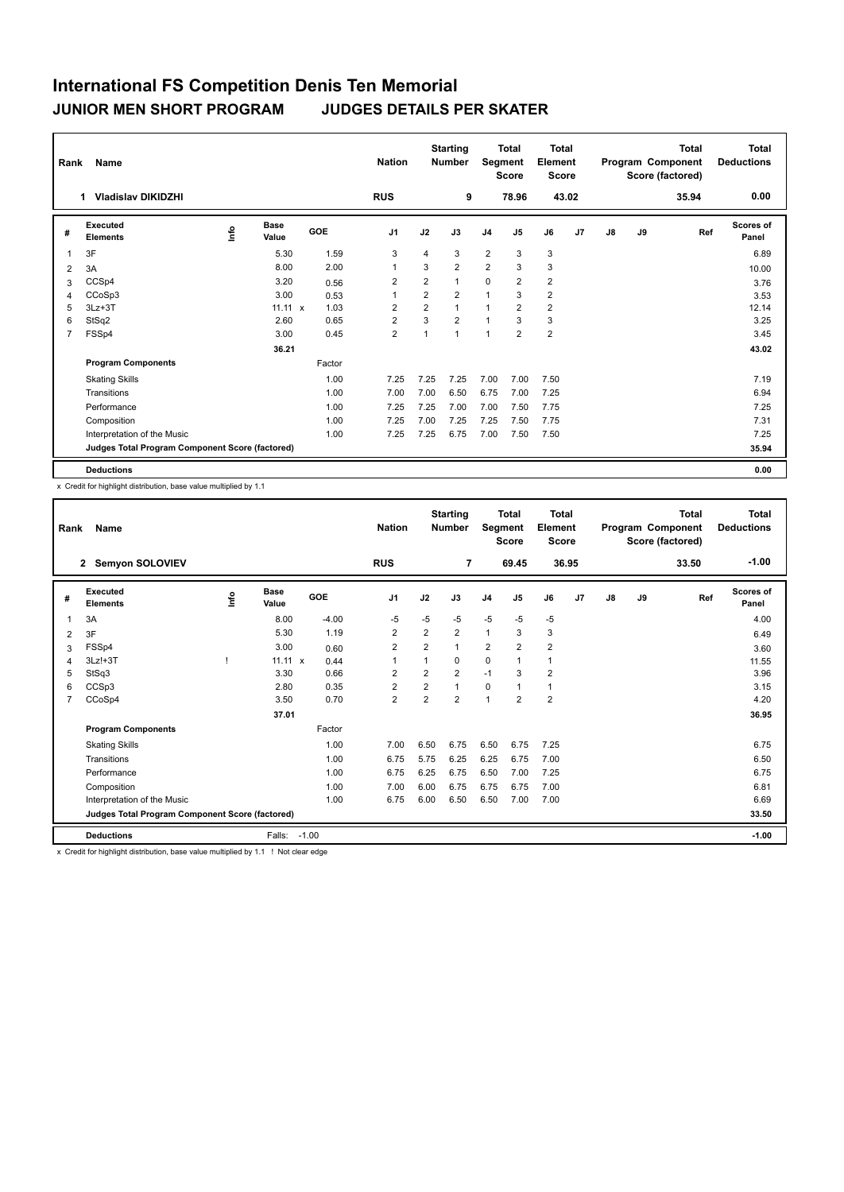# International FS Competition Denis Ten Memorial

## JUNIOR MEN SHORT PROGRAM JUDGES DETAILS PER SKATER

| Rank | Name | Nation | Starting Number | Total Segment Score | Total Element Score | Total Program Component Score (factored) | Total Deductions |
|---|---|---|---|---|---|---|---|
| 1 | Vladislav DIKIDZHI | RUS | 9 | 78.96 | 43.02 | 35.94 | 0.00 |

| # | Executed Elements | Info | Base Value | | GOE | J1 | J2 | J3 | J4 | J5 | J6 | J7 | J8 | J9 | Ref | Scores of Panel |
|---|---|---|---|---|---|---|---|---|---|---|---|---|---|---|---|---|
| 1 | 3F | | 5.30 | | 1.59 | 3 | 4 | 3 | 2 | 3 | 3 | | | | | 6.89 |
| 2 | 3A | | 8.00 | | 2.00 | 1 | 3 | 2 | 2 | 3 | 3 | | | | | 10.00 |
| 3 | CCSp4 | | 3.20 | | 0.56 | 2 | 2 | 1 | 0 | 2 | 2 | | | | | 3.76 |
| 4 | CCoSp3 | | 3.00 | | 0.53 | 1 | 2 | 2 | 1 | 3 | 2 | | | | | 3.53 |
| 5 | 3Lz+3T | | 11.11 | x | 1.03 | 2 | 2 | 1 | 1 | 2 | 2 | | | | | 12.14 |
| 6 | StSq2 | | 2.60 | | 0.65 | 2 | 3 | 2 | 1 | 3 | 3 | | | | | 3.25 |
| 7 | FSSp4 | | 3.00 | | 0.45 | 2 | 1 | 1 | 1 | 2 | 2 | | | | | 3.45 |
| | | | 36.21 | | | | | | | | | | | | | 43.02 |
| | **Program Components** | | | | Factor | | | | | | | | | | | |
| | Skating Skills | | | | 1.00 | 7.25 | 7.25 | 7.25 | 7.00 | 7.00 | 7.50 | | | | | 7.19 |
| | Transitions | | | | 1.00 | 7.00 | 7.00 | 6.50 | 6.75 | 7.00 | 7.25 | | | | | 6.94 |
| | Performance | | | | 1.00 | 7.25 | 7.25 | 7.00 | 7.00 | 7.50 | 7.75 | | | | | 7.25 |
| | Composition | | | | 1.00 | 7.25 | 7.00 | 7.25 | 7.25 | 7.50 | 7.75 | | | | | 7.31 |
| | Interpretation of the Music | | | | 1.00 | 7.25 | 7.25 | 6.75 | 7.00 | 7.50 | 7.50 | | | | | 7.25 |
| | **Judges Total Program Component Score (factored)** | | | | | | | | | | | | | | | **35.94** |
| | **Deductions** | | | | | | | | | | | | | | | **0.00** |

x Credit for highlight distribution, base value multiplied by 1.1

| Rank | Name | Nation | Starting Number | Total Segment Score | Total Element Score | Total Program Component Score (factored) | Total Deductions |
|---|---|---|---|---|---|---|---|
| 2 | Semyon SOLOVIEV | RUS | 7 | 69.45 | 36.95 | 33.50 | -1.00 |

| # | Executed Elements | Info | Base Value | | GOE | J1 | J2 | J3 | J4 | J5 | J6 | J7 | J8 | J9 | Ref | Scores of Panel |
|---|---|---|---|---|---|---|---|---|---|---|---|---|---|---|---|---|
| 1 | 3A | | 8.00 | | -4.00 | -5 | -5 | -5 | -5 | -5 | -5 | | | | | 4.00 |
| 2 | 3F | | 5.30 | | 1.19 | 2 | 2 | 2 | 1 | 3 | 3 | | | | | 6.49 |
| 3 | FSSp4 | | 3.00 | | 0.60 | 2 | 2 | 1 | 2 | 2 | 2 | | | | | 3.60 |
| 4 | 3Lz!+3T | ! | 11.11 | x | 0.44 | 1 | 1 | 0 | 0 | 1 | 1 | | | | | 11.55 |
| 5 | StSq3 | | 3.30 | | 0.66 | 2 | 2 | 2 | -1 | 3 | 2 | | | | | 3.96 |
| 6 | CCSp3 | | 2.80 | | 0.35 | 2 | 2 | 1 | 0 | 1 | 1 | | | | | 3.15 |
| 7 | CCoSp4 | | 3.50 | | 0.70 | 2 | 2 | 2 | 1 | 2 | 2 | | | | | 4.20 |
| | | | 37.01 | | | | | | | | | | | | | 36.95 |
| | **Program Components** | | | | Factor | | | | | | | | | | | |
| | Skating Skills | | | | 1.00 | 7.00 | 6.50 | 6.75 | 6.50 | 6.75 | 7.25 | | | | | 6.75 |
| | Transitions | | | | 1.00 | 6.75 | 5.75 | 6.25 | 6.25 | 6.75 | 7.00 | | | | | 6.50 |
| | Performance | | | | 1.00 | 6.75 | 6.25 | 6.75 | 6.50 | 7.00 | 7.25 | | | | | 6.75 |
| | Composition | | | | 1.00 | 7.00 | 6.00 | 6.75 | 6.75 | 6.75 | 7.00 | | | | | 6.81 |
| | Interpretation of the Music | | | | 1.00 | 6.75 | 6.00 | 6.50 | 6.50 | 7.00 | 7.00 | | | | | 6.69 |
| | **Judges Total Program Component Score (factored)** | | | | | | | | | | | | | | | **33.50** |
| | **Deductions** | | Falls: | | -1.00 | | | | | | | | | | | **-1.00** |

x Credit for highlight distribution, base value multiplied by 1.1 ! Not clear edge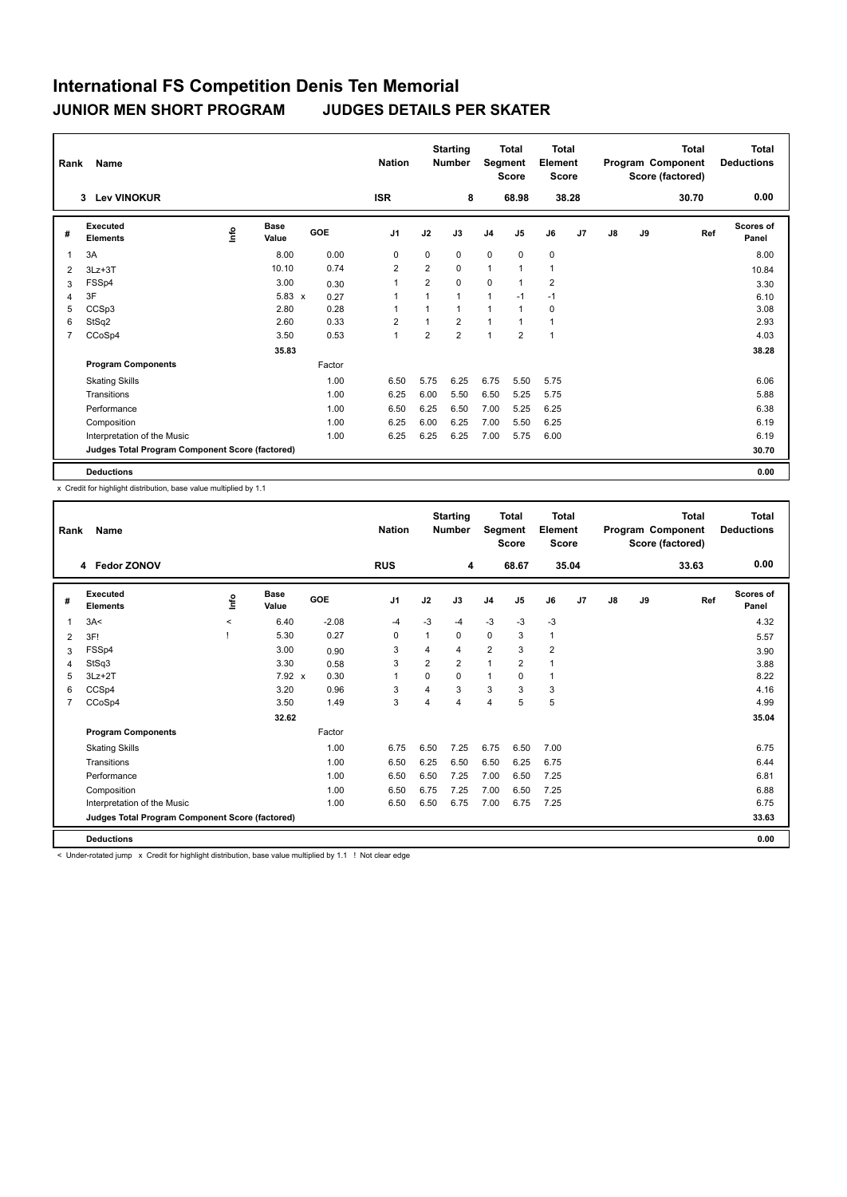# International FS Competition Denis Ten Memorial

## JUNIOR MEN SHORT PROGRAM JUDGES DETAILS PER SKATER

| Rank | Name | Nation | Starting Number | Total Segment Score | Total Element Score | Total Program Component Score (factored) | Total Deductions |
|---|---|---|---|---|---|---|---|
| 3 | Lev VINOKUR | ISR | 8 | 68.98 | 38.28 | 30.70 | 0.00 |

| # | Executed Elements | Info | Base Value | | GOE | J1 | J2 | J3 | J4 | J5 | J6 | J7 | J8 | J9 | Ref | Scores of Panel |
|---|---|---|---|---|---|---|---|---|---|---|---|---|---|---|---|---|
| 1 | 3A | | 8.00 | | 0.00 | 0 | 0 | 0 | 0 | 0 | 0 | | | | | 8.00 |
| 2 | 3Lz+3T | | 10.10 | | 0.74 | 2 | 2 | 0 | 1 | 1 | 1 | | | | | 10.84 |
| 3 | FSSp4 | | 3.00 | | 0.30 | 1 | 2 | 0 | 0 | 1 | 2 | | | | | 3.30 |
| 4 | 3F | | 5.83 | x | 0.27 | 1 | 1 | 1 | 1 | -1 | -1 | | | | | 6.10 |
| 5 | CCSp3 | | 2.80 | | 0.28 | 1 | 1 | 1 | 1 | 1 | 0 | | | | | 3.08 |
| 6 | StSq2 | | 2.60 | | 0.33 | 2 | 1 | 2 | 1 | 1 | 1 | | | | | 2.93 |
| 7 | CCoSp4 | | 3.50 | | 0.53 | 1 | 2 | 2 | 1 | 2 | 1 | | | | | 4.03 |
| | | | 35.83 | | | | | | | | | | | | | 38.28 |
| | **Program Components** | | | | Factor | | | | | | | | | | | |
| | Skating Skills | | | | 1.00 | 6.50 | 5.75 | 6.25 | 6.75 | 5.50 | 5.75 | | | | | 6.06 |
| | Transitions | | | | 1.00 | 6.25 | 6.00 | 5.50 | 6.50 | 5.25 | 5.75 | | | | | 5.88 |
| | Performance | | | | 1.00 | 6.50 | 6.25 | 6.50 | 7.00 | 5.25 | 6.25 | | | | | 6.38 |
| | Composition | | | | 1.00 | 6.25 | 6.00 | 6.25 | 7.00 | 5.50 | 6.25 | | | | | 6.19 |
| | Interpretation of the Music | | | | 1.00 | 6.25 | 6.25 | 6.25 | 7.00 | 5.75 | 6.00 | | | | | 6.19 |
| | **Judges Total Program Component Score (factored)** | | | | | | | | | | | | | | | 30.70 |
| | **Deductions** | | | | | | | | | | | | | | | 0.00 |

x Credit for highlight distribution, base value multiplied by 1.1

| Rank | Name | Nation | Starting Number | Total Segment Score | Total Element Score | Total Program Component Score (factored) | Total Deductions |
|---|---|---|---|---|---|---|---|
| 4 | Fedor ZONOV | RUS | 4 | 68.67 | 35.04 | 33.63 | 0.00 |

| # | Executed Elements | Info | Base Value | | GOE | J1 | J2 | J3 | J4 | J5 | J6 | J7 | J8 | J9 | Ref | Scores of Panel |
|---|---|---|---|---|---|---|---|---|---|---|---|---|---|---|---|---|
| 1 | 3A< | < | 6.40 | | -2.08 | -4 | -3 | -4 | -3 | -3 | -3 | | | | | 4.32 |
| 2 | 3F! | ! | 5.30 | | 0.27 | 0 | 1 | 0 | 0 | 3 | 1 | | | | | 5.57 |
| 3 | FSSp4 | | 3.00 | | 0.90 | 3 | 4 | 4 | 2 | 3 | 2 | | | | | 3.90 |
| 4 | StSq3 | | 3.30 | | 0.58 | 3 | 2 | 2 | 1 | 2 | 1 | | | | | 3.88 |
| 5 | 3Lz+2T | | 7.92 | x | 0.30 | 1 | 0 | 0 | 1 | 0 | 1 | | | | | 8.22 |
| 6 | CCSp4 | | 3.20 | | 0.96 | 3 | 4 | 3 | 3 | 3 | 3 | | | | | 4.16 |
| 7 | CCoSp4 | | 3.50 | | 1.49 | 3 | 4 | 4 | 4 | 5 | 5 | | | | | 4.99 |
| | | | 32.62 | | | | | | | | | | | | | 35.04 |
| | **Program Components** | | | | Factor | | | | | | | | | | | |
| | Skating Skills | | | | 1.00 | 6.75 | 6.50 | 7.25 | 6.75 | 6.50 | 7.00 | | | | | 6.75 |
| | Transitions | | | | 1.00 | 6.50 | 6.25 | 6.50 | 6.50 | 6.25 | 6.75 | | | | | 6.44 |
| | Performance | | | | 1.00 | 6.50 | 6.50 | 7.25 | 7.00 | 6.50 | 7.25 | | | | | 6.81 |
| | Composition | | | | 1.00 | 6.50 | 6.75 | 7.25 | 7.00 | 6.50 | 7.25 | | | | | 6.88 |
| | Interpretation of the Music | | | | 1.00 | 6.50 | 6.50 | 6.75 | 7.00 | 6.75 | 7.25 | | | | | 6.75 |
| | **Judges Total Program Component Score (factored)** | | | | | | | | | | | | | | | 33.63 |
| | **Deductions** | | | | | | | | | | | | | | | 0.00 |

< Under-rotated jump x Credit for highlight distribution, base value multiplied by 1.1 ! Not clear edge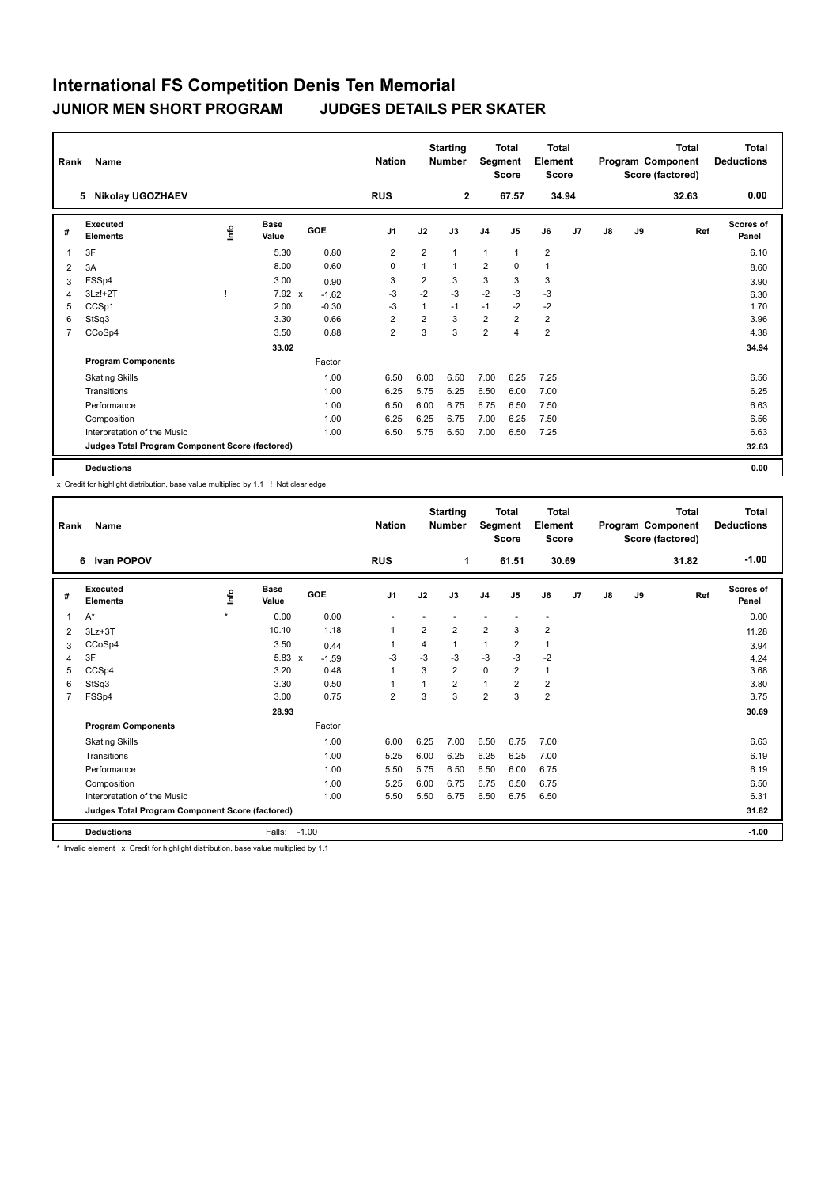# International FS Competition Denis Ten Memorial

## JUNIOR MEN SHORT PROGRAM JUDGES DETAILS PER SKATER

| Rank | Name | Nation | Starting Number | Total Segment Score | Total Element Score | Total Program Component Score (factored) | Total Deductions |
|---|---|---|---|---|---|---|---|
| 5 | Nikolay UGOZHAEV | RUS | 2 | 67.57 | 34.94 | 32.63 | 0.00 |

| # | Executed Elements | Info | Base Value | | GOE | J1 | J2 | J3 | J4 | J5 | J6 | J7 | J8 | J9 | Ref | Scores of Panel |
|---|---|---|---|---|---|---|---|---|---|---|---|---|---|---|---|---|
| 1 | 3F | | 5.30 | | 0.80 | 2 | 2 | 1 | 1 | 1 | 2 | | | | | 6.10 |
| 2 | 3A | | 8.00 | | 0.60 | 0 | 1 | 1 | 2 | 0 | 1 | | | | | 8.60 |
| 3 | FSSp4 | | 3.00 | | 0.90 | 3 | 2 | 3 | 3 | 3 | 3 | | | | | 3.90 |
| 4 | 3Lz!+2T | ! | 7.92 | x | -1.62 | -3 | -2 | -3 | -2 | -3 | -3 | | | | | 6.30 |
| 5 | CCSp1 | | 2.00 | | -0.30 | -3 | 1 | -1 | -1 | -2 | -2 | | | | | 1.70 |
| 6 | StSq3 | | 3.30 | | 0.66 | 2 | 2 | 3 | 2 | 2 | 2 | | | | | 3.96 |
| 7 | CCoSp4 | | 3.50 | | 0.88 | 2 | 3 | 3 | 2 | 4 | 2 | | | | | 4.38 |
| | | | 33.02 | | | | | | | | | | | | | 34.94 |
| | **Program Components** | | | | Factor | | | | | | | | | | | |
| | Skating Skills | | | | 1.00 | 6.50 | 6.00 | 6.50 | 7.00 | 6.25 | 7.25 | | | | | 6.56 |
| | Transitions | | | | 1.00 | 6.25 | 5.75 | 6.25 | 6.50 | 6.00 | 7.00 | | | | | 6.25 |
| | Performance | | | | 1.00 | 6.50 | 6.00 | 6.75 | 6.75 | 6.50 | 7.50 | | | | | 6.63 |
| | Composition | | | | 1.00 | 6.25 | 6.25 | 6.75 | 7.00 | 6.25 | 7.50 | | | | | 6.56 |
| | Interpretation of the Music | | | | 1.00 | 6.50 | 5.75 | 6.50 | 7.00 | 6.50 | 7.25 | | | | | 6.63 |
| | **Judges Total Program Component Score (factored)** | | | | | | | | | | | | | | | 32.63 |
| | **Deductions** | | | | | | | | | | | | | | | 0.00 |

x Credit for highlight distribution, base value multiplied by 1.1 ! Not clear edge

| Rank | Name | Nation | Starting Number | Total Segment Score | Total Element Score | Total Program Component Score (factored) | Total Deductions |
|---|---|---|---|---|---|---|---|
| 6 | Ivan POPOV | RUS | 1 | 61.51 | 30.69 | 31.82 | -1.00 |

| # | Executed Elements | Info | Base Value | | GOE | J1 | J2 | J3 | J4 | J5 | J6 | J7 | J8 | J9 | Ref | Scores of Panel |
|---|---|---|---|---|---|---|---|---|---|---|---|---|---|---|---|---|
| 1 | A* | * | 0.00 | | 0.00 | - | - | - | - | - | - | | | | | 0.00 |
| 2 | 3Lz+3T | | 10.10 | | 1.18 | 1 | 2 | 2 | 2 | 3 | 2 | | | | | 11.28 |
| 3 | CCoSp4 | | 3.50 | | 0.44 | 1 | 4 | 1 | 1 | 2 | 1 | | | | | 3.94 |
| 4 | 3F | | 5.83 | x | -1.59 | -3 | -3 | -3 | -3 | -3 | -2 | | | | | 4.24 |
| 5 | CCSp4 | | 3.20 | | 0.48 | 1 | 3 | 2 | 0 | 2 | 1 | | | | | 3.68 |
| 6 | StSq3 | | 3.30 | | 0.50 | 1 | 1 | 2 | 1 | 2 | 2 | | | | | 3.80 |
| 7 | FSSp4 | | 3.00 | | 0.75 | 2 | 3 | 3 | 2 | 3 | 2 | | | | | 3.75 |
| | | | 28.93 | | | | | | | | | | | | | 30.69 |
| | **Program Components** | | | | Factor | | | | | | | | | | | |
| | Skating Skills | | | | 1.00 | 6.00 | 6.25 | 7.00 | 6.50 | 6.75 | 7.00 | | | | | 6.63 |
| | Transitions | | | | 1.00 | 5.25 | 6.00 | 6.25 | 6.25 | 6.25 | 7.00 | | | | | 6.19 |
| | Performance | | | | 1.00 | 5.50 | 5.75 | 6.50 | 6.50 | 6.00 | 6.75 | | | | | 6.19 |
| | Composition | | | | 1.00 | 5.25 | 6.00 | 6.75 | 6.75 | 6.50 | 6.75 | | | | | 6.50 |
| | Interpretation of the Music | | | | 1.00 | 5.50 | 5.50 | 6.75 | 6.50 | 6.75 | 6.50 | | | | | 6.31 |
| | **Judges Total Program Component Score (factored)** | | | | | | | | | | | | | | | 31.82 |
| | **Deductions** | | Falls: | | -1.00 | | | | | | | | | | | -1.00 |

\* Invalid element x Credit for highlight distribution, base value multiplied by 1.1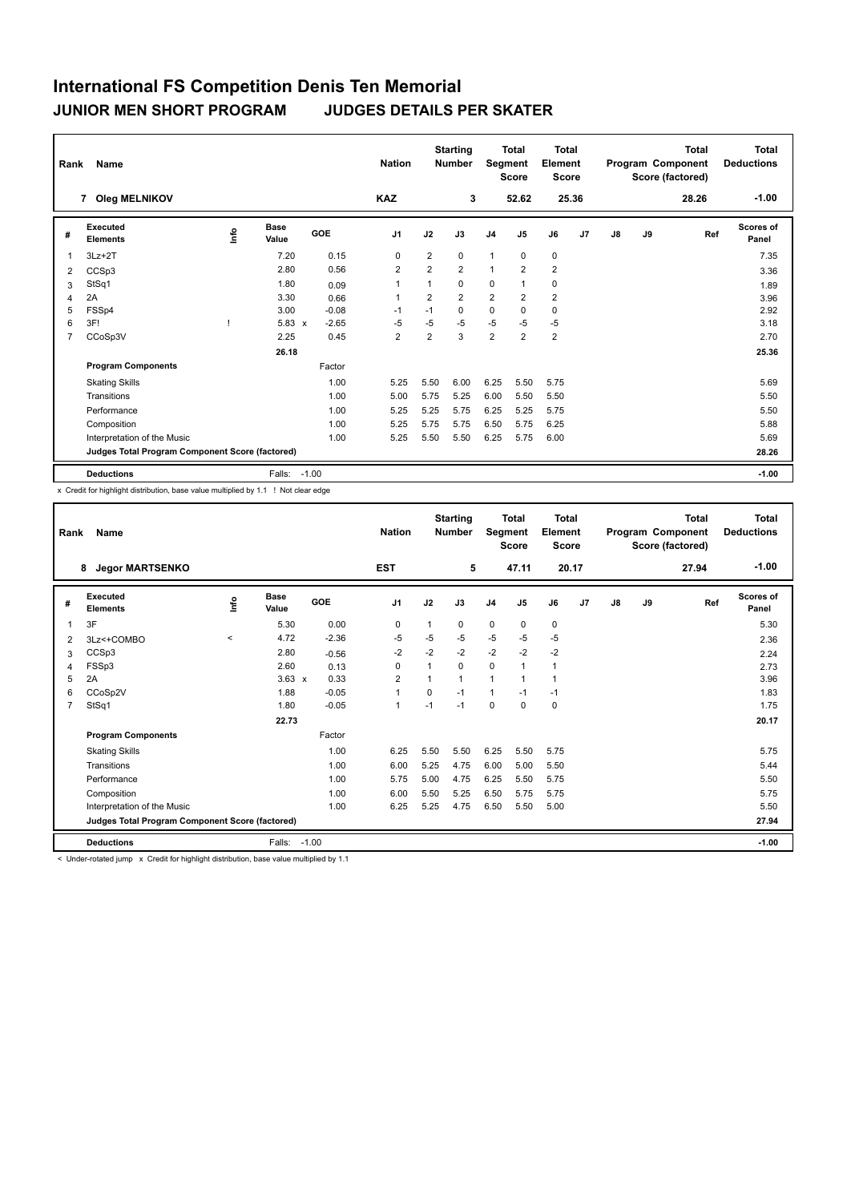# International FS Competition Denis Ten Memorial

## JUNIOR MEN SHORT PROGRAM JUDGES DETAILS PER SKATER

| Rank | Name | Nation | Starting Number | Total Segment Score | Total Element Score | Total Program Component Score (factored) | Total Deductions |
|---|---|---|---|---|---|---|---|
| 7 | Oleg MELNIKOV | KAZ | 3 | 52.62 | 25.36 | 28.26 | -1.00 |

| # | Executed Elements | Info | Base Value | | GOE | J1 | J2 | J3 | J4 | J5 | J6 | J7 | J8 | J9 | Ref | Scores of Panel |
|---|---|---|---|---|---|---|---|---|---|---|---|---|---|---|---|---|
| 1 | 3Lz+2T | | 7.20 | | 0.15 | 0 | 2 | 0 | 1 | 0 | 0 | | | | | 7.35 |
| 2 | CCSp3 | | 2.80 | | 0.56 | 2 | 2 | 2 | 1 | 2 | 2 | | | | | 3.36 |
| 3 | StSq1 | | 1.80 | | 0.09 | 1 | 1 | 0 | 0 | 1 | 0 | | | | | 1.89 |
| 4 | 2A | | 3.30 | | 0.66 | 1 | 2 | 2 | 2 | 2 | 2 | | | | | 3.96 |
| 5 | FSSp4 | | 3.00 | | -0.08 | -1 | -1 | 0 | 0 | 0 | 0 | | | | | 2.92 |
| 6 | 3F! | ! | 5.83 | x | -2.65 | -5 | -5 | -5 | -5 | -5 | -5 | | | | | 3.18 |
| 7 | CCoSp3V | | 2.25 | | 0.45 | 2 | 2 | 3 | 2 | 2 | 2 | | | | | 2.70 |
| | | | 26.18 | | | | | | | | | | | | | 25.36 |
| | **Program Components** | | | | Factor | | | | | | | | | | | |
| | Skating Skills | | | | 1.00 | 5.25 | 5.50 | 6.00 | 6.25 | 5.50 | 5.75 | | | | | 5.69 |
| | Transitions | | | | 1.00 | 5.00 | 5.75 | 5.25 | 6.00 | 5.50 | 5.50 | | | | | 5.50 |
| | Performance | | | | 1.00 | 5.25 | 5.25 | 5.75 | 6.25 | 5.25 | 5.75 | | | | | 5.50 |
| | Composition | | | | 1.00 | 5.25 | 5.75 | 5.75 | 6.50 | 5.75 | 6.25 | | | | | 5.88 |
| | Interpretation of the Music | | | | 1.00 | 5.25 | 5.50 | 5.50 | 6.25 | 5.75 | 6.00 | | | | | 5.69 |
| | **Judges Total Program Component Score (factored)** | | | | | | | | | | | | | | | 28.26 |
| | **Deductions** | | Falls: | | -1.00 | | | | | | | | | | | -1.00 |

x Credit for highlight distribution, base value multiplied by 1.1 ! Not clear edge

| Rank | Name | Nation | Starting Number | Total Segment Score | Total Element Score | Total Program Component Score (factored) | Total Deductions |
|---|---|---|---|---|---|---|---|
| 8 | Jegor MARTSENKO | EST | 5 | 47.11 | 20.17 | 27.94 | -1.00 |

| # | Executed Elements | Info | Base Value | | GOE | J1 | J2 | J3 | J4 | J5 | J6 | J7 | J8 | J9 | Ref | Scores of Panel |
|---|---|---|---|---|---|---|---|---|---|---|---|---|---|---|---|---|
| 1 | 3F | | 5.30 | | 0.00 | 0 | 1 | 0 | 0 | 0 | 0 | | | | | 5.30 |
| 2 | 3Lz<+COMBO | < | 4.72 | | -2.36 | -5 | -5 | -5 | -5 | -5 | -5 | | | | | 2.36 |
| 3 | CCSp3 | | 2.80 | | -0.56 | -2 | -2 | -2 | -2 | -2 | -2 | | | | | 2.24 |
| 4 | FSSp3 | | 2.60 | | 0.13 | 0 | 1 | 0 | 0 | 1 | 1 | | | | | 2.73 |
| 5 | 2A | | 3.63 | x | 0.33 | 2 | 1 | 1 | 1 | 1 | 1 | | | | | 3.96 |
| 6 | CCoSp2V | | 1.88 | | -0.05 | 1 | 0 | -1 | 1 | -1 | -1 | | | | | 1.83 |
| 7 | StSq1 | | 1.80 | | -0.05 | 1 | -1 | -1 | 0 | 0 | 0 | | | | | 1.75 |
| | | | 22.73 | | | | | | | | | | | | | 20.17 |
| | **Program Components** | | | | Factor | | | | | | | | | | | |
| | Skating Skills | | | | 1.00 | 6.25 | 5.50 | 5.50 | 6.25 | 5.50 | 5.75 | | | | | 5.75 |
| | Transitions | | | | 1.00 | 6.00 | 5.25 | 4.75 | 6.00 | 5.00 | 5.50 | | | | | 5.44 |
| | Performance | | | | 1.00 | 5.75 | 5.00 | 4.75 | 6.25 | 5.50 | 5.75 | | | | | 5.50 |
| | Composition | | | | 1.00 | 6.00 | 5.50 | 5.25 | 6.50 | 5.75 | 5.75 | | | | | 5.75 |
| | Interpretation of the Music | | | | 1.00 | 6.25 | 5.25 | 4.75 | 6.50 | 5.50 | 5.00 | | | | | 5.50 |
| | **Judges Total Program Component Score (factored)** | | | | | | | | | | | | | | | 27.94 |
| | **Deductions** | | Falls: | | -1.00 | | | | | | | | | | | -1.00 |

< Under-rotated jump x Credit for highlight distribution, base value multiplied by 1.1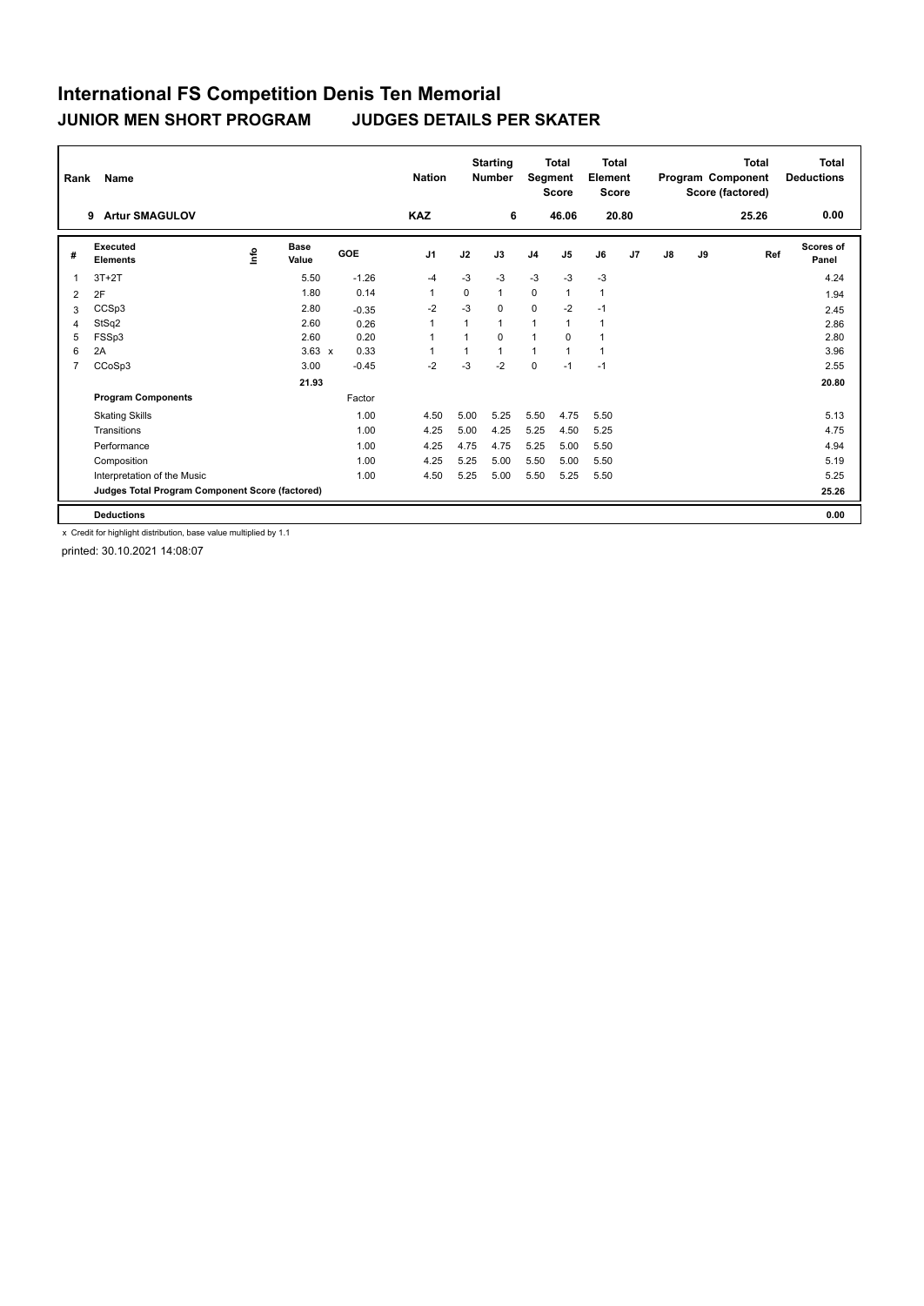# International FS Competition Denis Ten Memorial

## JUNIOR MEN SHORT PROGRAM JUDGES DETAILS PER SKATER

| Rank | Name | Nation | Starting Number | Total Segment Score | Total Element Score | Total Program Component Score (factored) | Total Deductions |
|---|---|---|---|---|---|---|---|
| 9 | Artur SMAGULOV | KAZ | 6 | 46.06 | 20.80 | 25.26 | 0.00 |

| # | Executed Elements | Info | Base Value | | GOE | J1 | J2 | J3 | J4 | J5 | J6 | J7 | J8 | J9 | Ref | Scores of Panel |
|---|---|---|---|---|---|---|---|---|---|---|---|---|---|---|---|---|
| 1 | 3T+2T | | 5.50 | | -1.26 | -4 | -3 | -3 | -3 | -3 | -3 | | | | | 4.24 |
| 2 | 2F | | 1.80 | | 0.14 | 1 | 0 | 1 | 0 | 1 | 1 | | | | | 1.94 |
| 3 | CCSp3 | | 2.80 | | -0.35 | -2 | -3 | 0 | 0 | -2 | -1 | | | | | 2.45 |
| 4 | StSq2 | | 2.60 | | 0.26 | 1 | 1 | 1 | 1 | 1 | 1 | | | | | 2.86 |
| 5 | FSSp3 | | 2.60 | | 0.20 | 1 | 1 | 0 | 1 | 0 | 1 | | | | | 2.80 |
| 6 | 2A | | 3.63 | x | 0.33 | 1 | 1 | 1 | 1 | 1 | 1 | | | | | 3.96 |
| 7 | CCoSp3 | | 3.00 | | -0.45 | -2 | -3 | -2 | 0 | -1 | -1 | | | | | 2.55 |
| | | | 21.93 | | | | | | | | | | | | | 20.80 |
| | **Program Components** | | | | Factor | | | | | | | | | | | |
| | Skating Skills | | | | 1.00 | 4.50 | 5.00 | 5.25 | 5.50 | 4.75 | 5.50 | | | | | 5.13 |
| | Transitions | | | | 1.00 | 4.25 | 5.00 | 4.25 | 5.25 | 4.50 | 5.25 | | | | | 4.75 |
| | Performance | | | | 1.00 | 4.25 | 4.75 | 4.75 | 5.25 | 5.00 | 5.50 | | | | | 4.94 |
| | Composition | | | | 1.00 | 4.25 | 5.25 | 5.00 | 5.50 | 5.00 | 5.50 | | | | | 5.19 |
| | Interpretation of the Music | | | | 1.00 | 4.50 | 5.25 | 5.00 | 5.50 | 5.25 | 5.50 | | | | | 5.25 |
| | **Judges Total Program Component Score (factored)** | | | | | | | | | | | | | | | 25.26 |
| | **Deductions** | | | | | | | | | | | | | | | 0.00 |

x Credit for highlight distribution, base value multiplied by 1.1

printed: 30.10.2021 14:08:07